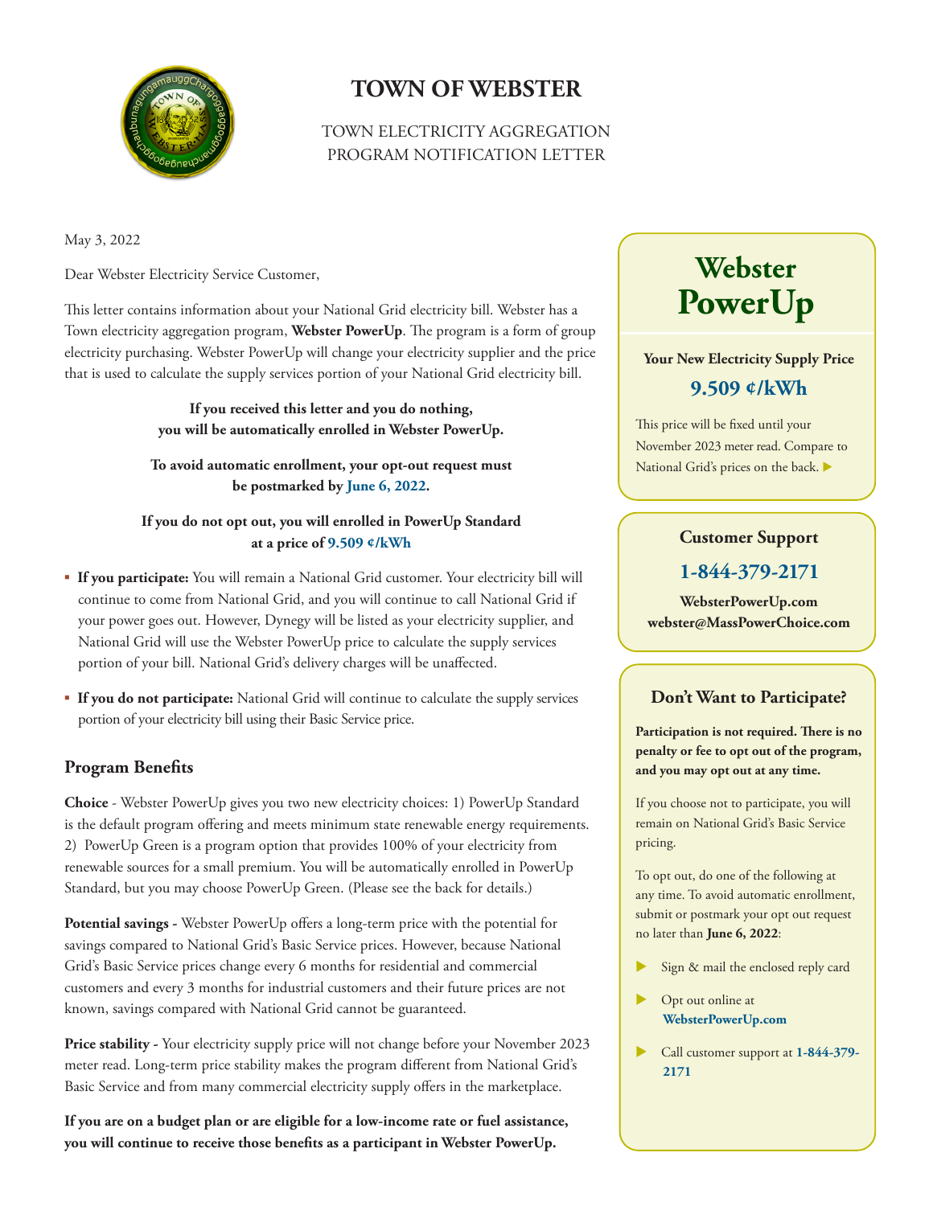# TOWN OF WEBSTER

TOWN ELECTRICITY AGGREGATION
PROGRAM NOTIFICATION LETTER

May 3, 2022

Dear Webster Electricity Service Customer,

This letter contains information about your National Grid electricity bill. Webster has a Town electricity aggregation program, **Webster PowerUp**. The program is a form of group electricity purchasing. Webster PowerUp will change your electricity supplier and the price that is used to calculate the supply services portion of your National Grid electricity bill.

**If you received this letter and you do nothing, you will be automatically enrolled in Webster PowerUp.**

**To avoid automatic enrollment, your opt-out request must be postmarked by June 6, 2022.**

**If you do not opt out, you will enrolled in PowerUp Standard at a price of 9.509 ¢/kWh**

- **If you participate:** You will remain a National Grid customer. Your electricity bill will continue to come from National Grid, and you will continue to call National Grid if your power goes out. However, Dynegy will be listed as your electricity supplier, and National Grid will use the Webster PowerUp price to calculate the supply services portion of your bill. National Grid's delivery charges will be unaffected.
- **If you do not participate:** National Grid will continue to calculate the supply services portion of your electricity bill using their Basic Service price.

## Program Benefits

**Choice** - Webster PowerUp gives you two new electricity choices: 1) PowerUp Standard is the default program offering and meets minimum state renewable energy requirements. 2) PowerUp Green is a program option that provides 100% of your electricity from renewable sources for a small premium. You will be automatically enrolled in PowerUp Standard, but you may choose PowerUp Green. (Please see the back for details.)

**Potential savings -** Webster PowerUp offers a long-term price with the potential for savings compared to National Grid's Basic Service prices. However, because National Grid's Basic Service prices change every 6 months for residential and commercial customers and every 3 months for industrial customers and their future prices are not known, savings compared with National Grid cannot be guaranteed.

**Price stability -** Your electricity supply price will not change before your November 2023 meter read. Long-term price stability makes the program different from National Grid's Basic Service and from many commercial electricity supply offers in the marketplace.

**If you are on a budget plan or are eligible for a low-income rate or fuel assistance, you will continue to receive those benefits as a participant in Webster PowerUp.**

## Webster PowerUp

**Your New Electricity Supply Price**

**9.509 ¢/kWh**

This price will be fixed until your November 2023 meter read. Compare to National Grid's prices on the back. ▶

### Customer Support

**1-844-379-2171**

**WebsterPowerUp.com**
**webster@MassPowerChoice.com**

### Don't Want to Participate?

**Participation is not required. There is no penalty or fee to opt out of the program, and you may opt out at any time.**

If you choose not to participate, you will remain on National Grid's Basic Service pricing.

To opt out, do one of the following at any time. To avoid automatic enrollment, submit or postmark your opt out request no later than **June 6, 2022**:

- Sign & mail the enclosed reply card
- Opt out online at **WebsterPowerUp.com**
- Call customer support at **1-844-379-2171**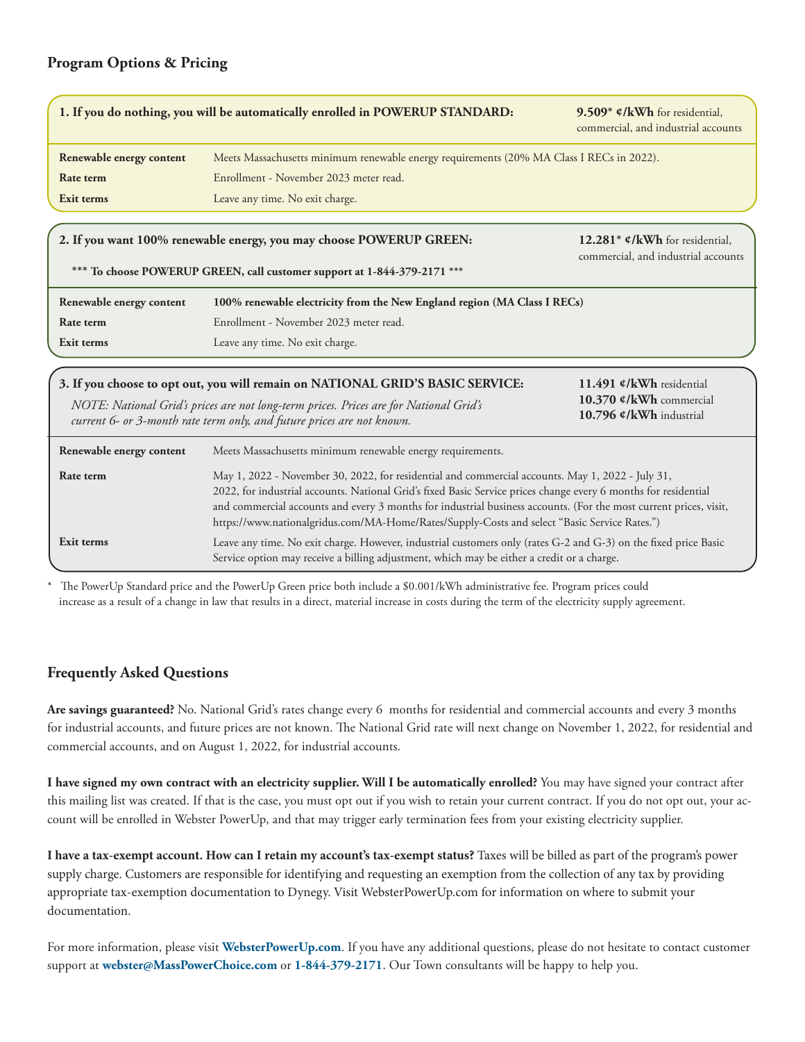## Program Options & Pricing

### 1. If you do nothing, you will be automatically enrolled in POWERUP STANDARD:

**9.509* ¢/kWh** for residential, commercial, and industrial accounts

| | |
|---|---|
| **Renewable energy content** | Meets Massachusetts minimum renewable energy requirements (20% MA Class I RECs in 2022). |
| **Rate term** | Enrollment - November 2023 meter read. |
| **Exit terms** | Leave any time. No exit charge. |

### 2. If you want 100% renewable energy, you may choose POWERUP GREEN:

**12.281* ¢/kWh** for residential, commercial, and industrial accounts

**\*\*\* To choose POWERUP GREEN, call customer support at 1-844-379-2171 \*\*\***

| | |
|---|---|
| **Renewable energy content** | **100% renewable electricity from the New England region (MA Class I RECs)** |
| **Rate term** | Enrollment - November 2023 meter read. |
| **Exit terms** | Leave any time. No exit charge. |

### 3. If you choose to opt out, you will remain on NATIONAL GRID'S BASIC SERVICE:

*NOTE: National Grid's prices are not long-term prices. Prices are for National Grid's current 6- or 3-month rate term only, and future prices are not known.*

**11.491 ¢/kWh** residential
**10.370 ¢/kWh** commercial
**10.796 ¢/kWh** industrial

| | |
|---|---|
| **Renewable energy content** | Meets Massachusetts minimum renewable energy requirements. |
| **Rate term** | May 1, 2022 - November 30, 2022, for residential and commercial accounts. May 1, 2022 - July 31, 2022, for industrial accounts. National Grid's fixed Basic Service prices change every 6 months for residential and commercial accounts and every 3 months for industrial business accounts. (For the most current prices, visit, https://www.nationalgridus.com/MA-Home/Rates/Supply-Costs and select "Basic Service Rates.") |
| **Exit terms** | Leave any time. No exit charge. However, industrial customers only (rates G-2 and G-3) on the fixed price Basic Service option may receive a billing adjustment, which may be either a credit or a charge. |

\* The PowerUp Standard price and the PowerUp Green price both include a $0.001/kWh administrative fee. Program prices could increase as a result of a change in law that results in a direct, material increase in costs during the term of the electricity supply agreement.

## Frequently Asked Questions

**Are savings guaranteed?** No. National Grid's rates change every 6 months for residential and commercial accounts and every 3 months for industrial accounts, and future prices are not known. The National Grid rate will next change on November 1, 2022, for residential and commercial accounts, and on August 1, 2022, for industrial accounts.

**I have signed my own contract with an electricity supplier. Will I be automatically enrolled?** You may have signed your contract after this mailing list was created. If that is the case, you must opt out if you wish to retain your current contract. If you do not opt out, your account will be enrolled in Webster PowerUp, and that may trigger early termination fees from your existing electricity supplier.

**I have a tax-exempt account. How can I retain my account's tax-exempt status?** Taxes will be billed as part of the program's power supply charge. Customers are responsible for identifying and requesting an exemption from the collection of any tax by providing appropriate tax-exemption documentation to Dynegy. Visit WebsterPowerUp.com for information on where to submit your documentation.

For more information, please visit **WebsterPowerUp.com**. If you have any additional questions, please do not hesitate to contact customer support at **webster@MassPowerChoice.com** or **1-844-379-2171**. Our Town consultants will be happy to help you.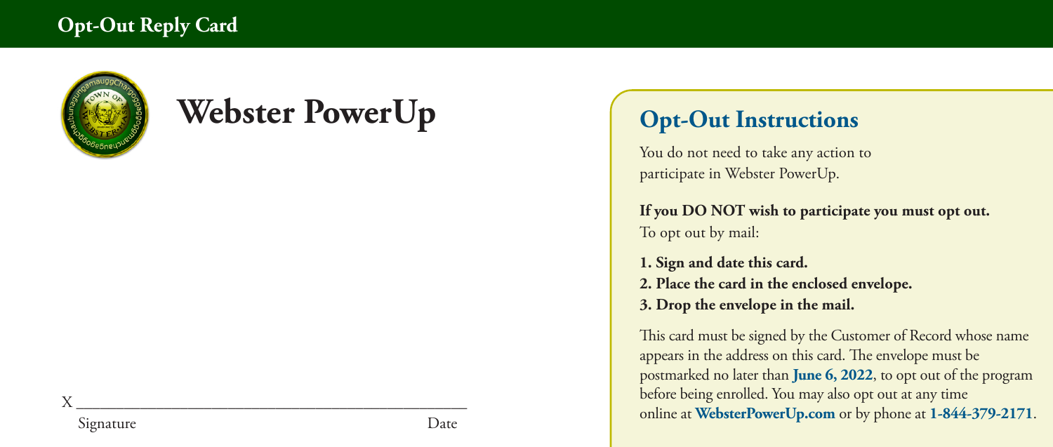## Opt-Out Reply Card

# Webster PowerUp

X ______________________________________________

Signature Date

## Opt-Out Instructions

You do not need to take any action to participate in Webster PowerUp.

**If you DO NOT wish to participate you must opt out.**
To opt out by mail:

1. **Sign and date this card.**
2. **Place the card in the enclosed envelope.**
3. **Drop the envelope in the mail.**

This card must be signed by the Customer of Record whose name appears in the address on this card. The envelope must be postmarked no later than **June 6, 2022**, to opt out of the program before being enrolled. You may also opt out at any time online at **WebsterPowerUp.com** or by phone at **1-844-379-2171**.